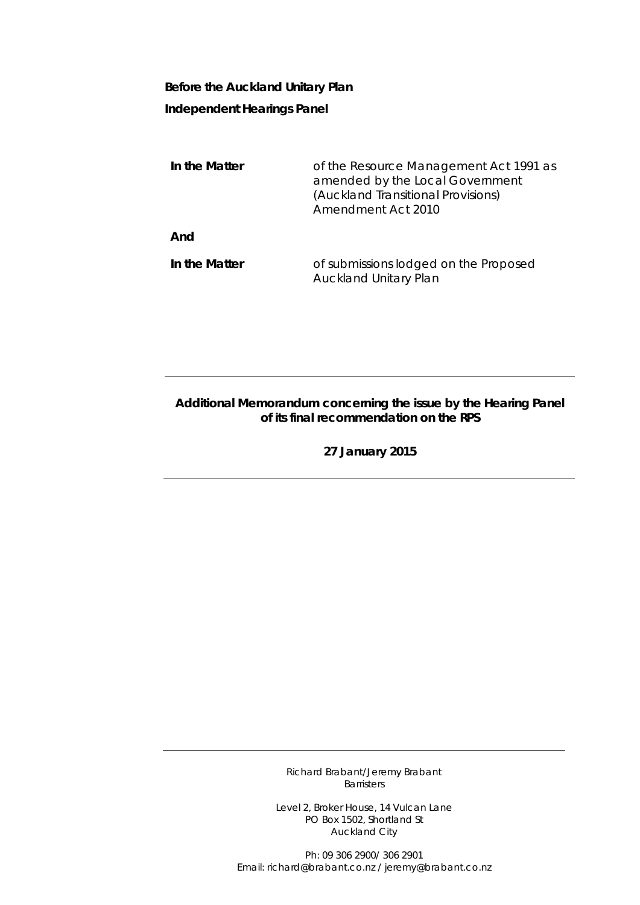**Before the Auckland Unitary Plan**

**Independent Hearings Panel**

| | |
|---|---|
| **In the Matter** | of the Resource Management Act 1991 as amended by the Local Government (Auckland Transitional Provisions) Amendment Act 2010 |
| **And** | |
| **In the Matter** | of submissions lodged on the Proposed Auckland Unitary Plan |

---

**Additional Memorandum concerning the issue by the Hearing Panel of its final recommendation on the RPS**

**27 January 2015**

---

---

Richard Brabant/Jeremy Brabant
Barristers

Level 2, Broker House, 14 Vulcan Lane
PO Box 1502, Shortland St
Auckland City

Ph: 09 306 2900/ 306 2901
Email: richard@brabant.co.nz / jeremy@brabant.co.nz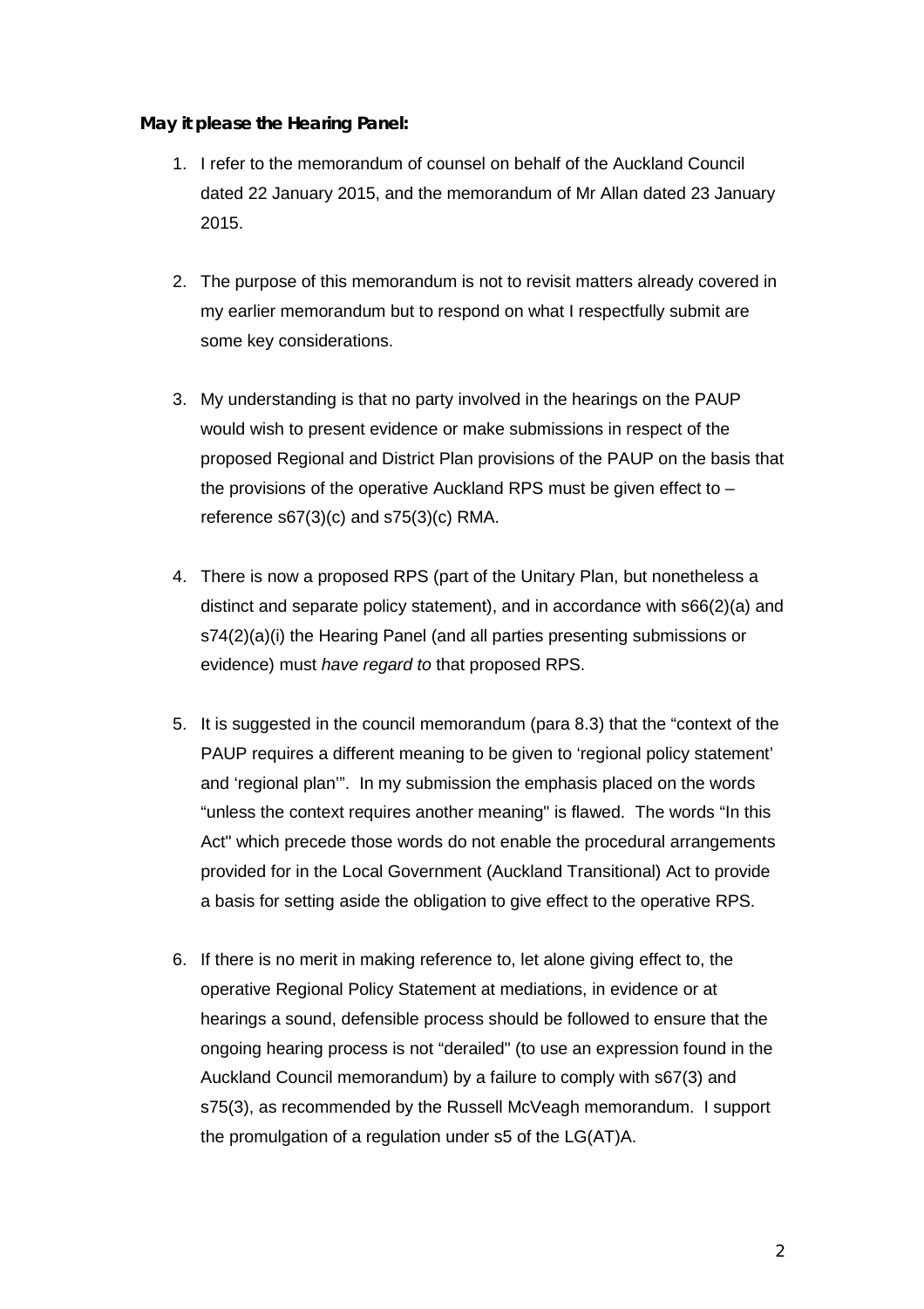***May it please the Hearing Panel:***

1. I refer to the memorandum of counsel on behalf of the Auckland Council dated 22 January 2015, and the memorandum of Mr Allan dated 23 January 2015.

2. The purpose of this memorandum is not to revisit matters already covered in my earlier memorandum but to respond on what I respectfully submit are some key considerations.

3. My understanding is that no party involved in the hearings on the PAUP would wish to present evidence or make submissions in respect of the proposed Regional and District Plan provisions of the PAUP on the basis that the provisions of the operative Auckland RPS must be given effect to – reference s67(3)(c) and s75(3)(c) RMA.

4. There is now a proposed RPS (part of the Unitary Plan, but nonetheless a distinct and separate policy statement), and in accordance with s66(2)(a) and s74(2)(a)(i) the Hearing Panel (and all parties presenting submissions or evidence) must *have regard to* that proposed RPS.

5. It is suggested in the council memorandum (para 8.3) that the "context of the PAUP requires a different meaning to be given to 'regional policy statement' and 'regional plan'". In my submission the emphasis placed on the words "unless the context requires another meaning" is flawed. The words "In this Act" which precede those words do not enable the procedural arrangements provided for in the Local Government (Auckland Transitional) Act to provide a basis for setting aside the obligation to give effect to the operative RPS.

6. If there is no merit in making reference to, let alone giving effect to, the operative Regional Policy Statement at mediations, in evidence or at hearings a sound, defensible process should be followed to ensure that the ongoing hearing process is not "derailed" (to use an expression found in the Auckland Council memorandum) by a failure to comply with s67(3) and s75(3), as recommended by the Russell McVeagh memorandum. I support the promulgation of a regulation under s5 of the LG(AT)A.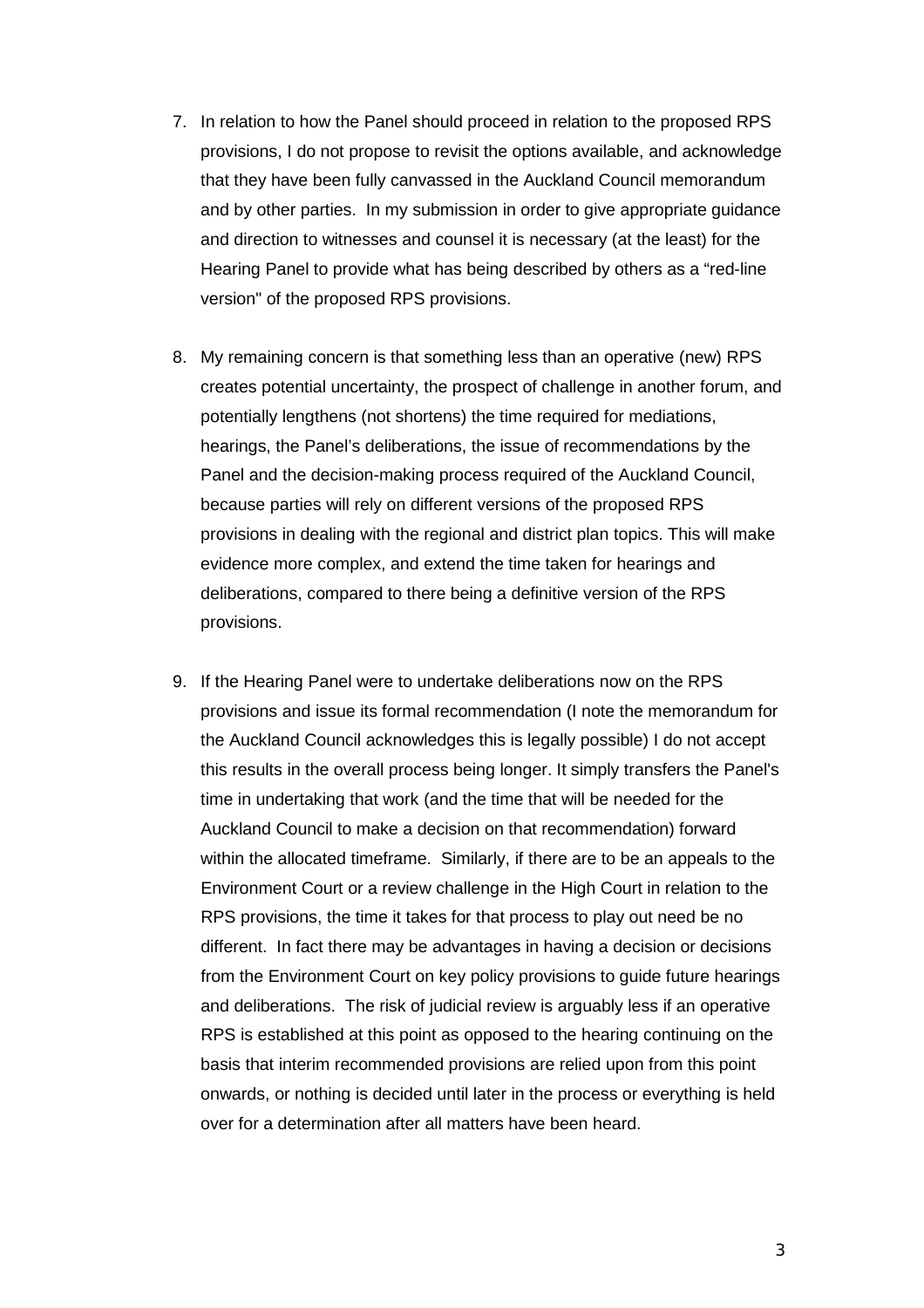7. In relation to how the Panel should proceed in relation to the proposed RPS provisions, I do not propose to revisit the options available, and acknowledge that they have been fully canvassed in the Auckland Council memorandum and by other parties. In my submission in order to give appropriate guidance and direction to witnesses and counsel it is necessary (at the least) for the Hearing Panel to provide what has being described by others as a "red-line version" of the proposed RPS provisions.

8. My remaining concern is that something less than an operative (new) RPS creates potential uncertainty, the prospect of challenge in another forum, and potentially lengthens (not shortens) the time required for mediations, hearings, the Panel's deliberations, the issue of recommendations by the Panel and the decision-making process required of the Auckland Council, because parties will rely on different versions of the proposed RPS provisions in dealing with the regional and district plan topics. This will make evidence more complex, and extend the time taken for hearings and deliberations, compared to there being a definitive version of the RPS provisions.

9. If the Hearing Panel were to undertake deliberations now on the RPS provisions and issue its formal recommendation (I note the memorandum for the Auckland Council acknowledges this is legally possible) I do not accept this results in the overall process being longer. It simply transfers the Panel's time in undertaking that work (and the time that will be needed for the Auckland Council to make a decision on that recommendation) forward within the allocated timeframe. Similarly, if there are to be an appeals to the Environment Court or a review challenge in the High Court in relation to the RPS provisions, the time it takes for that process to play out need be no different. In fact there may be advantages in having a decision or decisions from the Environment Court on key policy provisions to guide future hearings and deliberations. The risk of judicial review is arguably less if an operative RPS is established at this point as opposed to the hearing continuing on the basis that interim recommended provisions are relied upon from this point onwards, or nothing is decided until later in the process or everything is held over for a determination after all matters have been heard.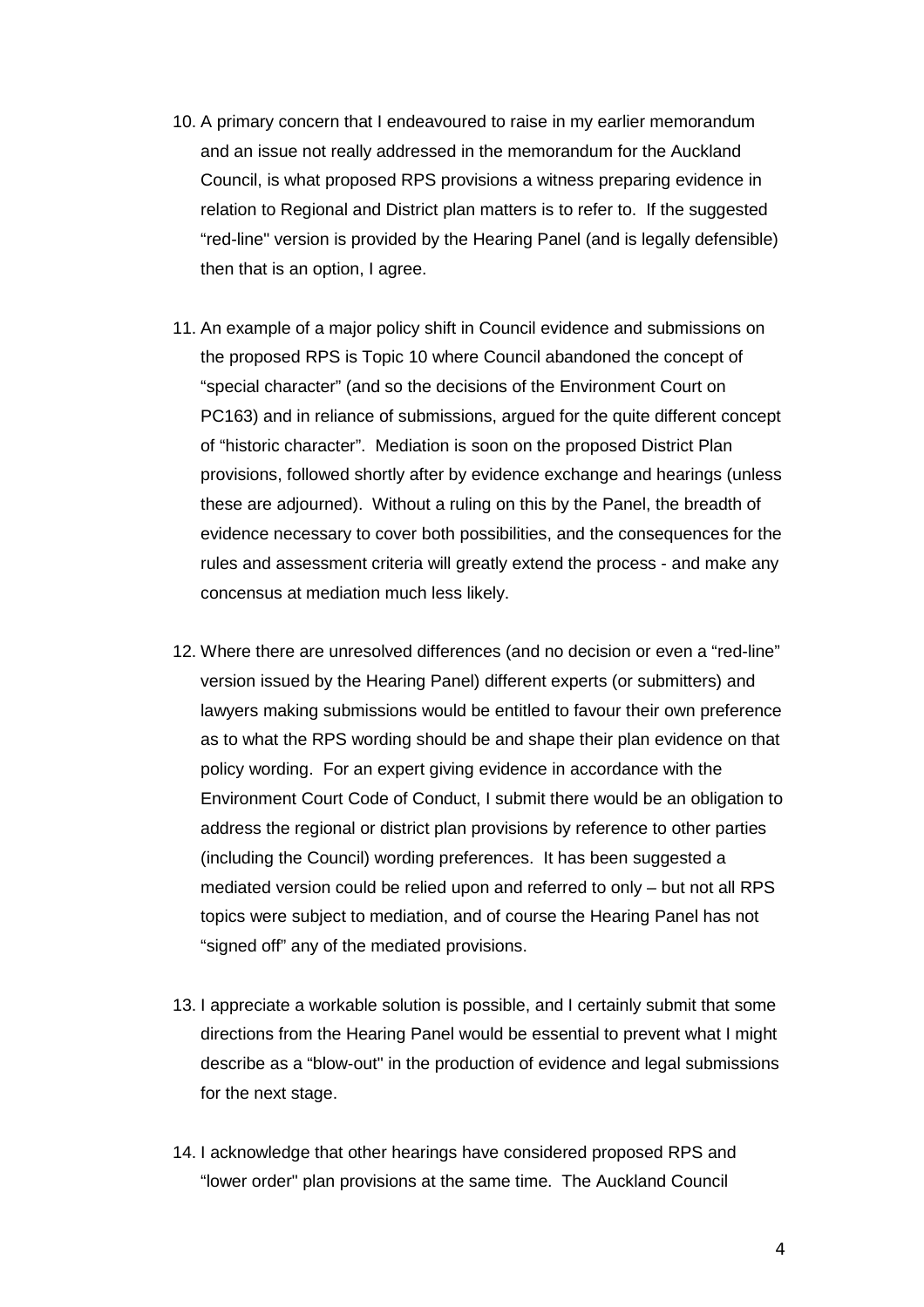10. A primary concern that I endeavoured to raise in my earlier memorandum and an issue not really addressed in the memorandum for the Auckland Council, is what proposed RPS provisions a witness preparing evidence in relation to Regional and District plan matters is to refer to. If the suggested "red-line" version is provided by the Hearing Panel (and is legally defensible) then that is an option, I agree.

11. An example of a major policy shift in Council evidence and submissions on the proposed RPS is Topic 10 where Council abandoned the concept of "special character" (and so the decisions of the Environment Court on PC163) and in reliance of submissions, argued for the quite different concept of "historic character". Mediation is soon on the proposed District Plan provisions, followed shortly after by evidence exchange and hearings (unless these are adjourned). Without a ruling on this by the Panel, the breadth of evidence necessary to cover both possibilities, and the consequences for the rules and assessment criteria will greatly extend the process - and make any concensus at mediation much less likely.

12. Where there are unresolved differences (and no decision or even a "red-line" version issued by the Hearing Panel) different experts (or submitters) and lawyers making submissions would be entitled to favour their own preference as to what the RPS wording should be and shape their plan evidence on that policy wording. For an expert giving evidence in accordance with the Environment Court Code of Conduct, I submit there would be an obligation to address the regional or district plan provisions by reference to other parties (including the Council) wording preferences. It has been suggested a mediated version could be relied upon and referred to only – but not all RPS topics were subject to mediation, and of course the Hearing Panel has not "signed off" any of the mediated provisions.

13. I appreciate a workable solution is possible, and I certainly submit that some directions from the Hearing Panel would be essential to prevent what I might describe as a "blow-out" in the production of evidence and legal submissions for the next stage.

14. I acknowledge that other hearings have considered proposed RPS and "lower order" plan provisions at the same time. The Auckland Council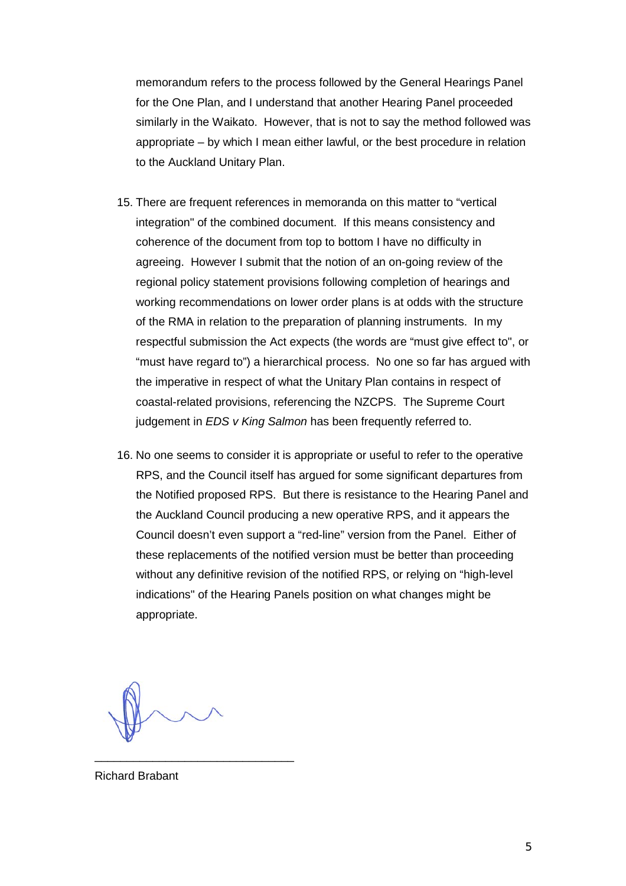memorandum refers to the process followed by the General Hearings Panel for the One Plan, and I understand that another Hearing Panel proceeded similarly in the Waikato. However, that is not to say the method followed was appropriate – by which I mean either lawful, or the best procedure in relation to the Auckland Unitary Plan.

15. There are frequent references in memoranda on this matter to "vertical integration" of the combined document. If this means consistency and coherence of the document from top to bottom I have no difficulty in agreeing. However I submit that the notion of an on-going review of the regional policy statement provisions following completion of hearings and working recommendations on lower order plans is at odds with the structure of the RMA in relation to the preparation of planning instruments. In my respectful submission the Act expects (the words are "must give effect to", or "must have regard to") a hierarchical process. No one so far has argued with the imperative in respect of what the Unitary Plan contains in respect of coastal-related provisions, referencing the NZCPS. The Supreme Court judgement in *EDS v King Salmon* has been frequently referred to.

16. No one seems to consider it is appropriate or useful to refer to the operative RPS, and the Council itself has argued for some significant departures from the Notified proposed RPS. But there is resistance to the Hearing Panel and the Auckland Council producing a new operative RPS, and it appears the Council doesn't even support a "red-line" version from the Panel. Either of these replacements of the notified version must be better than proceeding without any definitive revision of the notified RPS, or relying on "high-level indications" of the Hearing Panels position on what changes might be appropriate.

\_\_\_\_\_\_\_\_\_\_\_\_\_\_\_\_\_\_\_\_\_\_\_\_\_\_\_\_\_\_\_

Richard Brabant